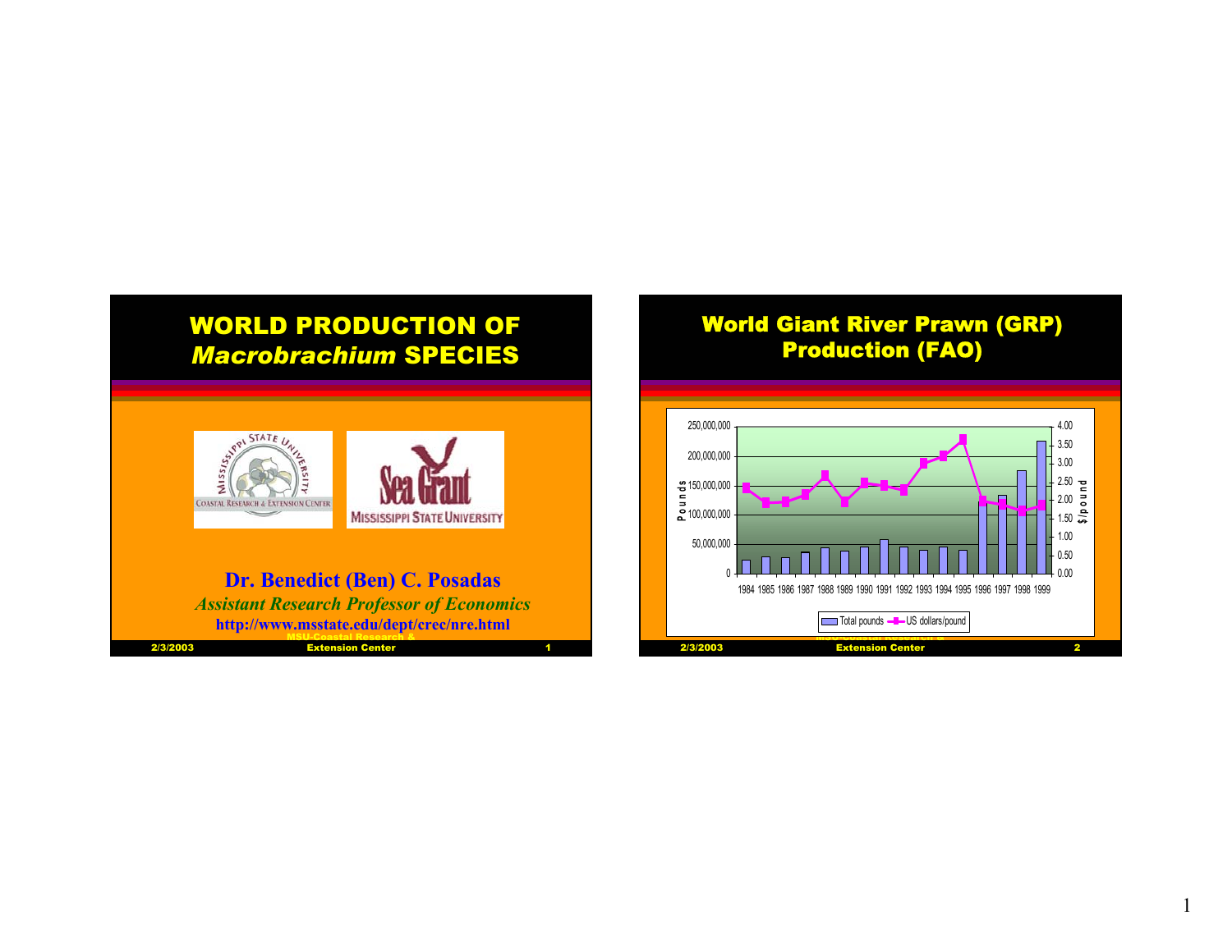# WORLD PRODUCTION OF *Macrobrachium* SPECIES

**Dr. Benedict (Ben) C. Posadas**

*Assistant Research Professor of Economics*

http://www.msstate.edu/dept/crec/nre.html

# World Giant River Prawn (GRP) Production (FAO)

Chart legend: Total pounds; US dollars/pound

Left axis: Pounds (0 – 250,000,000). Right axis: $/pound (0.00 – 4.00). Years: 1984 1985 1986 1987 1988 1989 1990 1991 1992 1993 1994 1995 1996 1997 1998 1999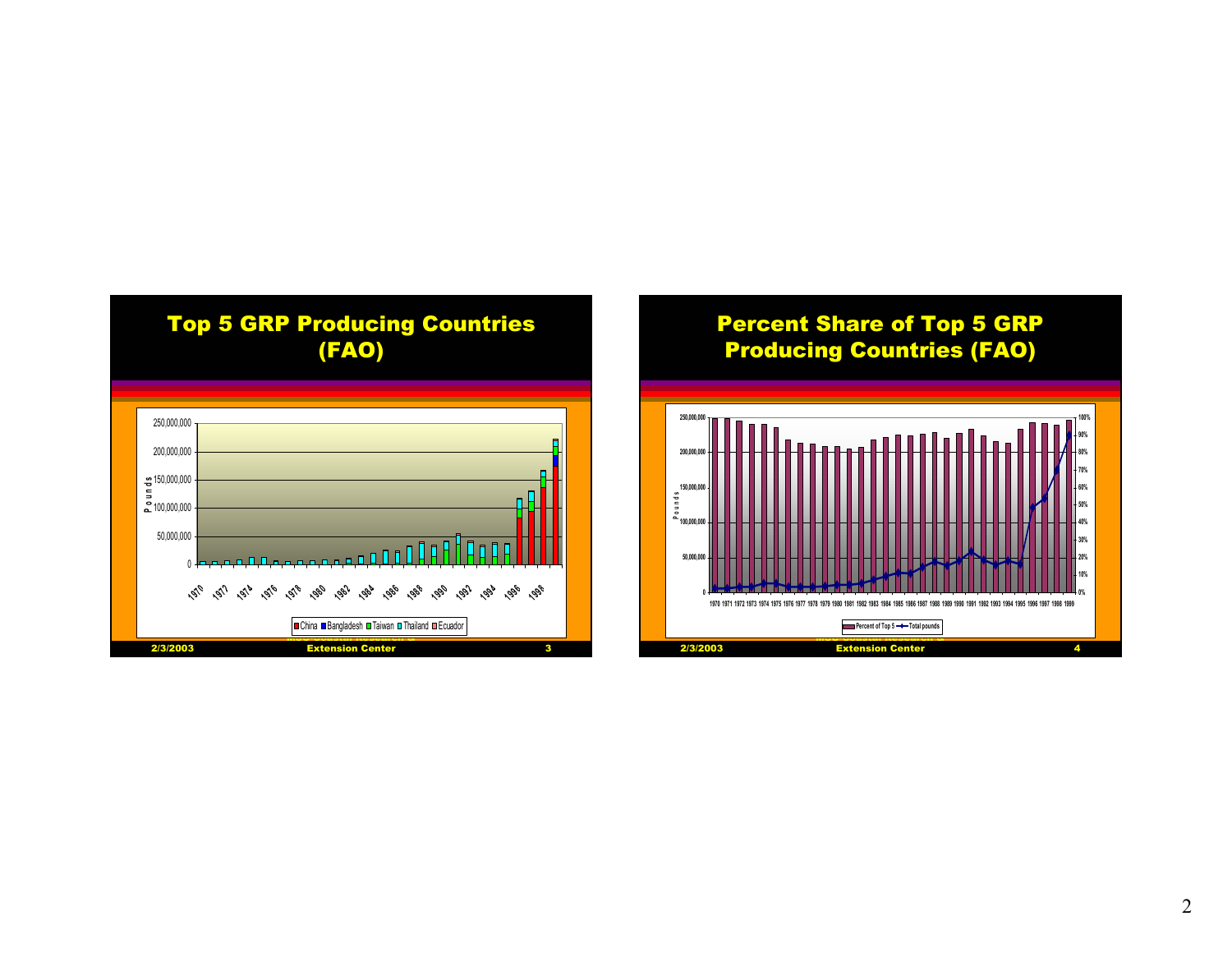## Top 5 GRP Producing Countries (FAO)

Pounds

250,000,000
200,000,000
150,000,000
100,000,000
50,000,000
0

1970 1972 1974 1976 1978 1980 1982 1984 1986 1988 1990 1992 1994 1996 1998

China | Bangladesh | Taiwan | Thailand | Ecuador

2/3/2003 Extension Center

## Percent Share of Top 5 GRP Producing Countries (FAO)

Pounds

250,000,000
200,000,000
150,000,000
100,000,000
50,000,000
0

100%
90%
80%
70%
60%
50%
40%
30%
20%
10%
0%

1970 1971 1972 1973 1974 1975 1976 1977 1978 1979 1980 1981 1982 1983 1984 1985 1986 1987 1988 1989 1990 1991 1992 1993 1994 1995 1996 1997 1998 1999

Percent of Top 5 | Total pounds

2/3/2003 Extension Center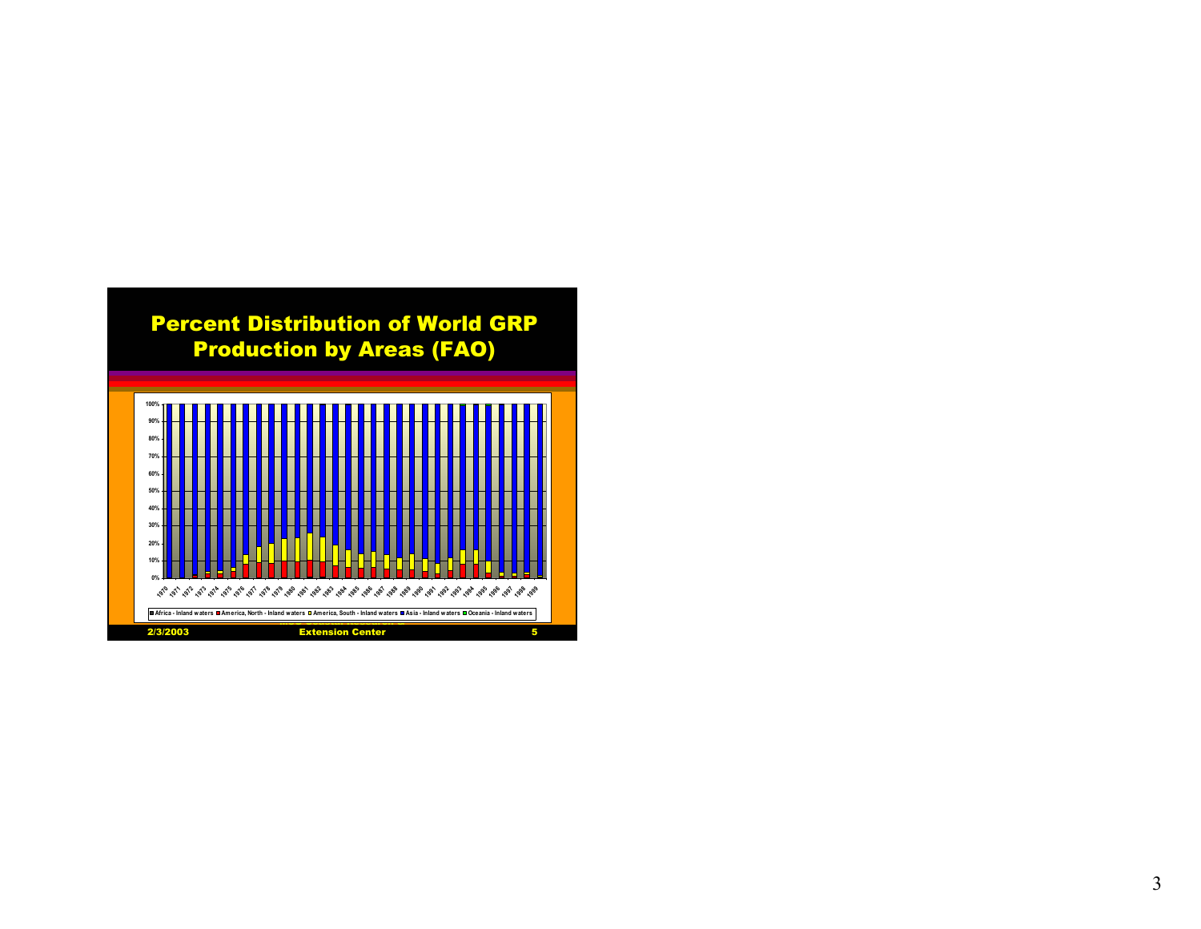# Percent Distribution of World GRP Production by Areas (FAO)

100%
90%
80%
70%
60%
50%
40%
30%
20%
10%
0%

1970 1971 1972 1973 1974 1975 1976 1977 1978 1979 1980 1981 1982 1983 1984 1985 1986 1987 1988 1989 1990 1991 1992 1993 1994 1995 1996 1997 1998 1999

Africa - Inland waters
America, North - Inland waters
America, South - Inland waters
Asia - Inland waters
Oceania - Inland waters

2/3/2003 Extension Center 5